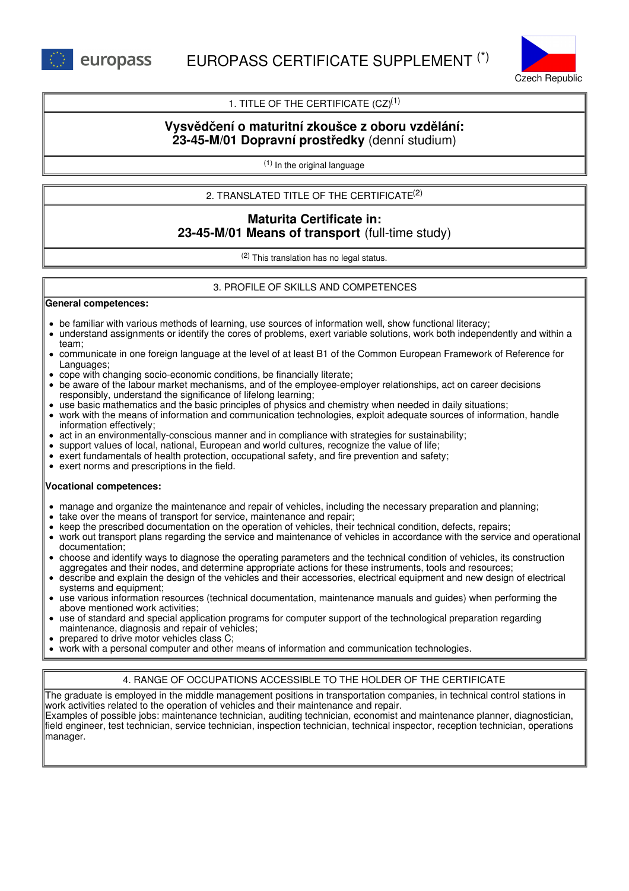europass

# EUROPASS CERTIFICATE SUPPLEMENT (*)

Czech Republic

## 1. TITLE OF THE CERTIFICATE (CZ)[1]

**Vysvědčení o maturitní zkoušce z oboru vzdělání:**
**23-45-M/01 Dopravní prostředky** (denní studium)

[1] In the original language

## 2. TRANSLATED TITLE OF THE CERTIFICATE[2]

**Maturita Certificate in:**
**23-45-M/01 Means of transport** (full-time study)

[2] This translation has no legal status.

## 3. PROFILE OF SKILLS AND COMPETENCES

**General competences:**

- be familiar with various methods of learning, use sources of information well, show functional literacy;
- understand assignments or identify the cores of problems, exert variable solutions, work both independently and within a team;
- communicate in one foreign language at the level of at least B1 of the Common European Framework of Reference for Languages;
- cope with changing socio-economic conditions, be financially literate;
- be aware of the labour market mechanisms, and of the employee-employer relationships, act on career decisions responsibly, understand the significance of lifelong learning;
- use basic mathematics and the basic principles of physics and chemistry when needed in daily situations;
- work with the means of information and communication technologies, exploit adequate sources of information, handle information effectively;
- act in an environmentally-conscious manner and in compliance with strategies for sustainability;
- support values of local, national, European and world cultures, recognize the value of life;
- exert fundamentals of health protection, occupational safety, and fire prevention and safety;
- exert norms and prescriptions in the field.

**Vocational competences:**

- manage and organize the maintenance and repair of vehicles, including the necessary preparation and planning;
- take over the means of transport for service, maintenance and repair;
- keep the prescribed documentation on the operation of vehicles, their technical condition, defects, repairs;
- work out transport plans regarding the service and maintenance of vehicles in accordance with the service and operational documentation;
- choose and identify ways to diagnose the operating parameters and the technical condition of vehicles, its construction aggregates and their nodes, and determine appropriate actions for these instruments, tools and resources;
- describe and explain the design of the vehicles and their accessories, electrical equipment and new design of electrical systems and equipment;
- use various information resources (technical documentation, maintenance manuals and guides) when performing the above mentioned work activities;
- use of standard and special application programs for computer support of the technological preparation regarding maintenance, diagnosis and repair of vehicles;
- prepared to drive motor vehicles class C;
- work with a personal computer and other means of information and communication technologies.

## 4. RANGE OF OCCUPATIONS ACCESSIBLE TO THE HOLDER OF THE CERTIFICATE

The graduate is employed in the middle management positions in transportation companies, in technical control stations in work activities related to the operation of vehicles and their maintenance and repair.
Examples of possible jobs: maintenance technician, auditing technician, economist and maintenance planner, diagnostician, field engineer, test technician, service technician, inspection technician, technical inspector, reception technician, operations manager.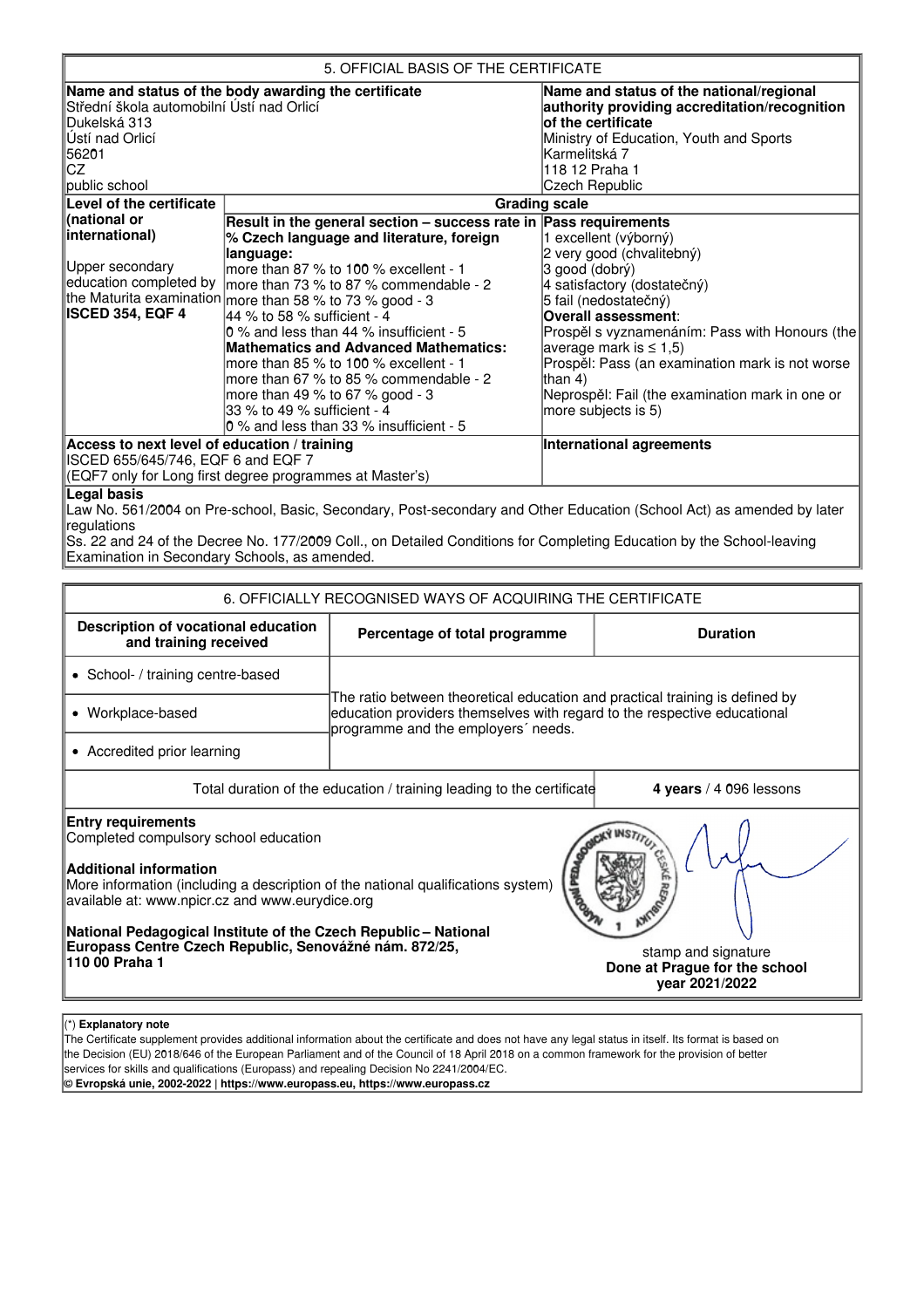## 5. OFFICIAL BASIS OF THE CERTIFICATE

| | |
|---|---|
| **Name and status of the body awarding the certificate**<br>Střední škola automobilní Ústí nad Orlicí<br>Dukelská 313<br>Ústí nad Orlicí<br>56201<br>CZ<br>public school | **Name and status of the national/regional authority providing accreditation/recognition of the certificate**<br>Ministry of Education, Youth and Sports<br>Karmelitská 7<br>118 12 Praha 1<br>Czech Republic |

| **Level of the certificate (national or international)** | **Grading scale** | |
|---|---|---|
| Upper secondary education completed by the Maturita examination<br>**ISCED 354, EQF 4** | **Result in the general section – success rate in % Czech language and literature, foreign language:**<br>more than 87 % to 100 % excellent - 1<br>more than 73 % to 87 % commendable - 2<br>more than 58 % to 73 % good - 3<br>44 % to 58 % sufficient - 4<br>0 % and less than 44 % insufficient - 5<br>**Mathematics and Advanced Mathematics:**<br>more than 85 % to 100 % excellent - 1<br>more than 67 % to 85 % commendable - 2<br>more than 49 % to 67 % good - 3<br>33 % to 49 % sufficient - 4<br>0 % and less than 33 % insufficient - 5 | **Pass requirements**<br>1 excellent (výborný)<br>2 very good (chvalitebný)<br>3 good (dobrý)<br>4 satisfactory (dostatečný)<br>5 fail (nedostatečný)<br>**Overall assessment**:<br>Prospěl s vyznamenáním: Pass with Honours (the average mark is ≤ 1,5)<br>Prospěl: Pass (an examination mark is not worse than 4)<br>Neprospěl: Fail (the examination mark in one or more subjects is 5) |

| | |
|---|---|
| **Access to next level of education / training**<br>ISCED 655/645/746, EQF 6 and EQF 7<br>(EQF7 only for Long first degree programmes at Master's) | **International agreements** |

**Legal basis**

Law No. 561/2004 on Pre-school, Basic, Secondary, Post-secondary and Other Education (School Act) as amended by later regulations

Ss. 22 and 24 of the Decree No. 177/2009 Coll., on Detailed Conditions for Completing Education by the School-leaving Examination in Secondary Schools, as amended.

## 6. OFFICIALLY RECOGNISED WAYS OF ACQUIRING THE CERTIFICATE

| Description of vocational education and training received | Percentage of total programme | Duration |
|---|---|---|
| • School- / training centre-based | The ratio between theoretical education and practical training is defined by education providers themselves with regard to the respective educational programme and the employers´ needs. | |
| • Workplace-based | | |
| • Accredited prior learning | | |
| Total duration of the education / training leading to the certificate | | **4 years** / 4 096 lessons |

**Entry requirements**

Completed compulsory school education

**Additional information**

More information (including a description of the national qualifications system) available at: www.npicr.cz and www.eurydice.org

**National Pedagogical Institute of the Czech Republic – National Europass Centre Czech Republic, Senovážné nám. 872/25, 110 00 Praha 1**

stamp and signature

**Done at Prague for the school year 2021/2022**

(*) **Explanatory note**

The Certificate supplement provides additional information about the certificate and does not have any legal status in itself. Its format is based on the Decision (EU) 2018/646 of the European Parliament and of the Council of 18 April 2018 on a common framework for the provision of better services for skills and qualifications (Europass) and repealing Decision No 2241/2004/EC.

**© Evropská unie, 2002-2022 | https://www.europass.eu, https://www.europass.cz**